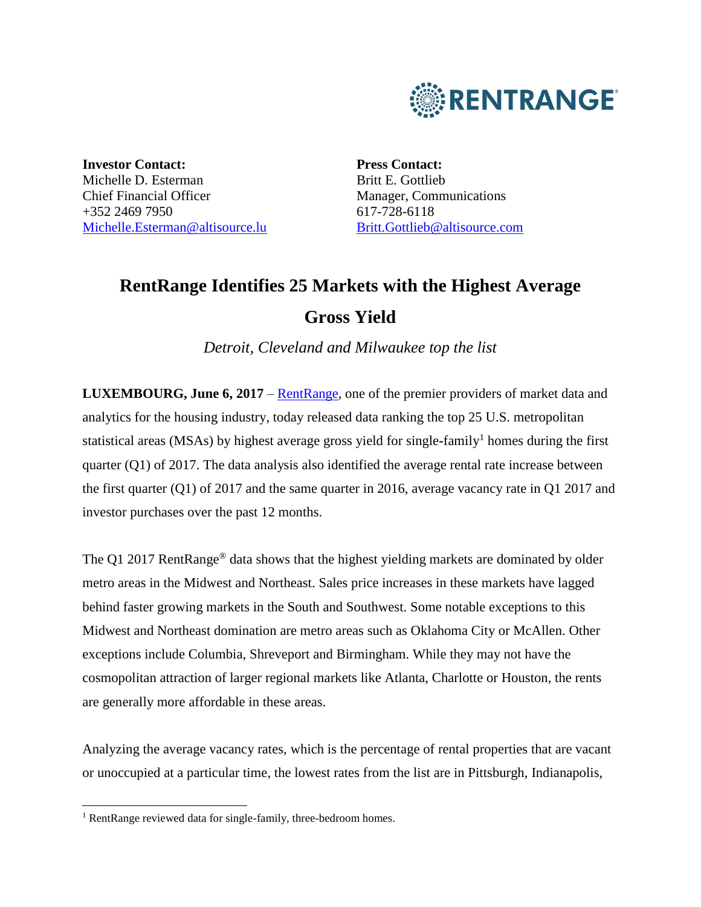**Investor Contact:**
Michelle D. Esterman
Chief Financial Officer
+352 2469 7950
Michelle.Esterman@altisource.lu

**Press Contact:**
Britt E. Gottlieb
Manager, Communications
617-728-6118
Britt.Gottlieb@altisource.com

# RentRange Identifies 25 Markets with the Highest Average Gross Yield

*Detroit, Cleveland and Milwaukee top the list*

**LUXEMBOURG, June 6, 2017** – RentRange, one of the premier providers of market data and analytics for the housing industry, today released data ranking the top 25 U.S. metropolitan statistical areas (MSAs) by highest average gross yield for single-family[1] homes during the first quarter (Q1) of 2017. The data analysis also identified the average rental rate increase between the first quarter (Q1) of 2017 and the same quarter in 2016, average vacancy rate in Q1 2017 and investor purchases over the past 12 months.

The Q1 2017 RentRange® data shows that the highest yielding markets are dominated by older metro areas in the Midwest and Northeast. Sales price increases in these markets have lagged behind faster growing markets in the South and Southwest. Some notable exceptions to this Midwest and Northeast domination are metro areas such as Oklahoma City or McAllen. Other exceptions include Columbia, Shreveport and Birmingham. While they may not have the cosmopolitan attraction of larger regional markets like Atlanta, Charlotte or Houston, the rents are generally more affordable in these areas.

Analyzing the average vacancy rates, which is the percentage of rental properties that are vacant or unoccupied at a particular time, the lowest rates from the list are in Pittsburgh, Indianapolis,

---

[1] RentRange reviewed data for single-family, three-bedroom homes.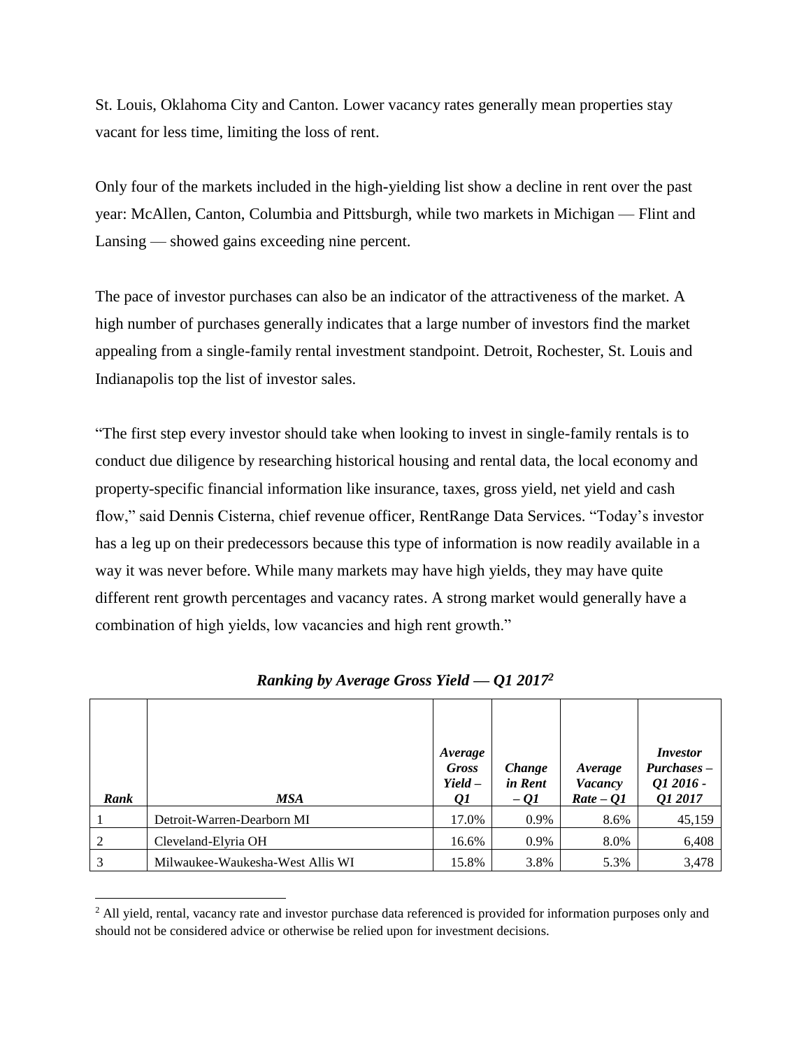St. Louis, Oklahoma City and Canton. Lower vacancy rates generally mean properties stay vacant for less time, limiting the loss of rent.

Only four of the markets included in the high-yielding list show a decline in rent over the past year: McAllen, Canton, Columbia and Pittsburgh, while two markets in Michigan — Flint and Lansing — showed gains exceeding nine percent.

The pace of investor purchases can also be an indicator of the attractiveness of the market. A high number of purchases generally indicates that a large number of investors find the market appealing from a single-family rental investment standpoint. Detroit, Rochester, St. Louis and Indianapolis top the list of investor sales.

"The first step every investor should take when looking to invest in single-family rentals is to conduct due diligence by researching historical housing and rental data, the local economy and property-specific financial information like insurance, taxes, gross yield, net yield and cash flow," said Dennis Cisterna, chief revenue officer, RentRange Data Services. "Today's investor has a leg up on their predecessors because this type of information is now readily available in a way it was never before. While many markets may have high yields, they may have quite different rent growth percentages and vacancy rates. A strong market would generally have a combination of high yields, low vacancies and high rent growth."

***Ranking by Average Gross Yield — Q1 2017***[2]

| ***Rank*** | ***MSA*** | ***Average Gross Yield – Q1*** | ***Change in Rent – Q1*** | ***Average Vacancy Rate – Q1*** | ***Investor Purchases – Q1 2016 - Q1 2017*** |
|---|---|---|---|---|---|
| 1 | Detroit-Warren-Dearborn MI | 17.0% | 0.9% | 8.6% | 45,159 |
| 2 | Cleveland-Elyria OH | 16.6% | 0.9% | 8.0% | 6,408 |
| 3 | Milwaukee-Waukesha-West Allis WI | 15.8% | 3.8% | 5.3% | 3,478 |

[2] All yield, rental, vacancy rate and investor purchase data referenced is provided for information purposes only and should not be considered advice or otherwise be relied upon for investment decisions.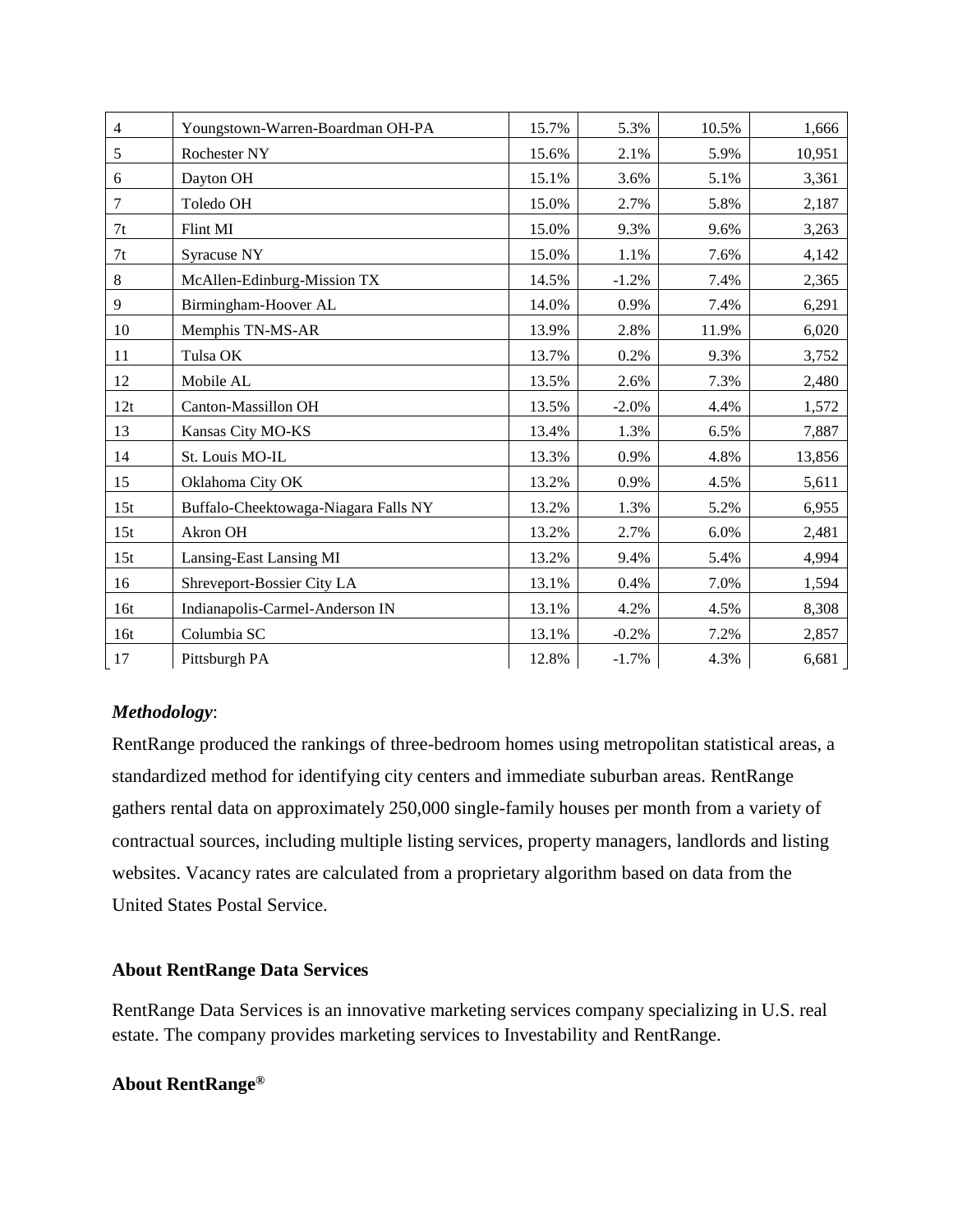| 4 | Youngstown-Warren-Boardman OH-PA | 15.7% | 5.3% | 10.5% | 1,666 |
|---|---|---|---|---|---|
| 5 | Rochester NY | 15.6% | 2.1% | 5.9% | 10,951 |
| 6 | Dayton OH | 15.1% | 3.6% | 5.1% | 3,361 |
| 7 | Toledo OH | 15.0% | 2.7% | 5.8% | 2,187 |
| 7t | Flint MI | 15.0% | 9.3% | 9.6% | 3,263 |
| 7t | Syracuse NY | 15.0% | 1.1% | 7.6% | 4,142 |
| 8 | McAllen-Edinburg-Mission TX | 14.5% | -1.2% | 7.4% | 2,365 |
| 9 | Birmingham-Hoover AL | 14.0% | 0.9% | 7.4% | 6,291 |
| 10 | Memphis TN-MS-AR | 13.9% | 2.8% | 11.9% | 6,020 |
| 11 | Tulsa OK | 13.7% | 0.2% | 9.3% | 3,752 |
| 12 | Mobile AL | 13.5% | 2.6% | 7.3% | 2,480 |
| 12t | Canton-Massillon OH | 13.5% | -2.0% | 4.4% | 1,572 |
| 13 | Kansas City MO-KS | 13.4% | 1.3% | 6.5% | 7,887 |
| 14 | St. Louis MO-IL | 13.3% | 0.9% | 4.8% | 13,856 |
| 15 | Oklahoma City OK | 13.2% | 0.9% | 4.5% | 5,611 |
| 15t | Buffalo-Cheektowaga-Niagara Falls NY | 13.2% | 1.3% | 5.2% | 6,955 |
| 15t | Akron OH | 13.2% | 2.7% | 6.0% | 2,481 |
| 15t | Lansing-East Lansing MI | 13.2% | 9.4% | 5.4% | 4,994 |
| 16 | Shreveport-Bossier City LA | 13.1% | 0.4% | 7.0% | 1,594 |
| 16t | Indianapolis-Carmel-Anderson IN | 13.1% | 4.2% | 4.5% | 8,308 |
| 16t | Columbia SC | 13.1% | -0.2% | 7.2% | 2,857 |
| 17 | Pittsburgh PA | 12.8% | -1.7% | 4.3% | 6,681 |

***Methodology***:

RentRange produced the rankings of three-bedroom homes using metropolitan statistical areas, a standardized method for identifying city centers and immediate suburban areas. RentRange gathers rental data on approximately 250,000 single-family houses per month from a variety of contractual sources, including multiple listing services, property managers, landlords and listing websites. Vacancy rates are calculated from a proprietary algorithm based on data from the United States Postal Service.

**About RentRange Data Services**

RentRange Data Services is an innovative marketing services company specializing in U.S. real estate. The company provides marketing services to Investability and RentRange.

**About RentRange®**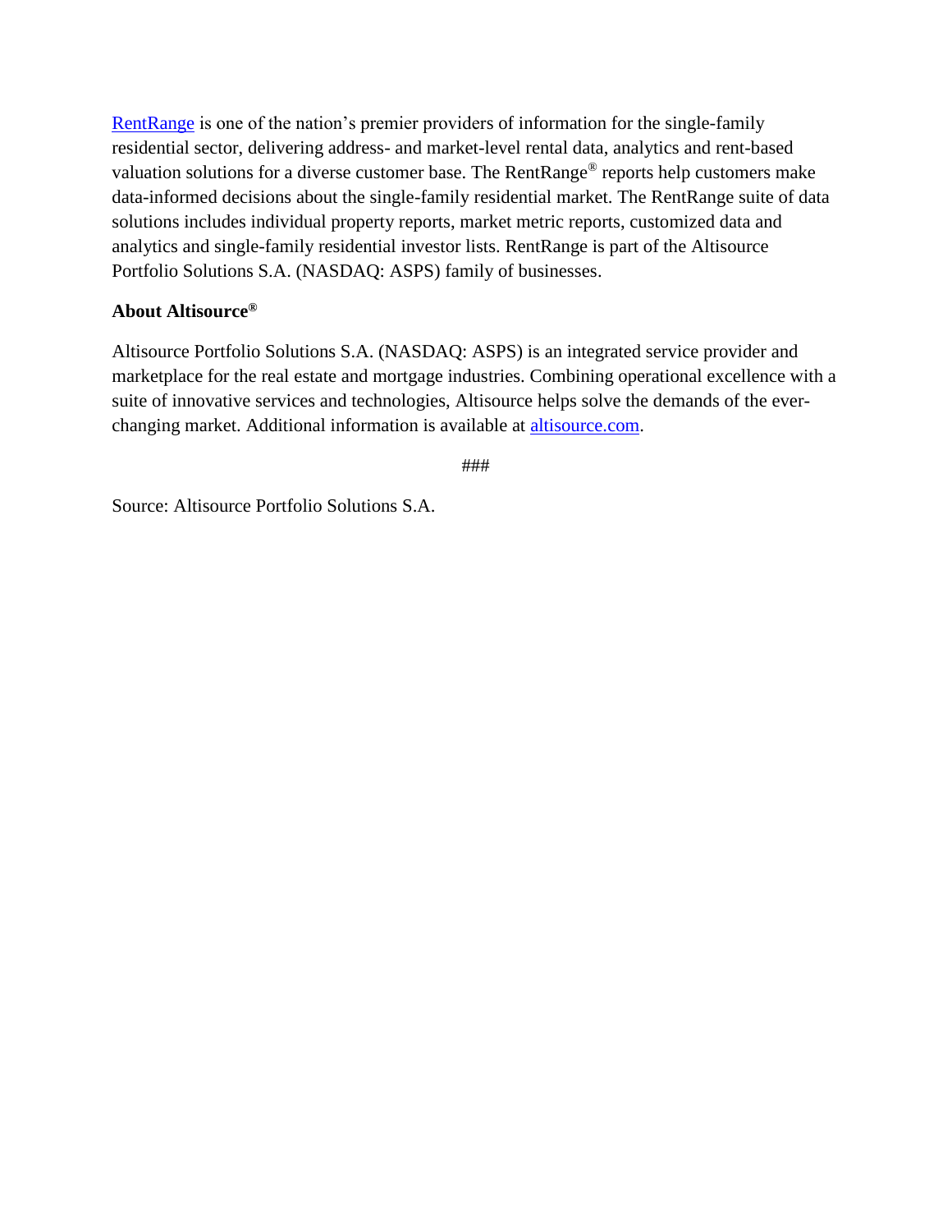RentRange is one of the nation's premier providers of information for the single-family residential sector, delivering address- and market-level rental data, analytics and rent-based valuation solutions for a diverse customer base. The RentRange® reports help customers make data-informed decisions about the single-family residential market. The RentRange suite of data solutions includes individual property reports, market metric reports, customized data and analytics and single-family residential investor lists. RentRange is part of the Altisource Portfolio Solutions S.A. (NASDAQ: ASPS) family of businesses.

**About Altisource®**

Altisource Portfolio Solutions S.A. (NASDAQ: ASPS) is an integrated service provider and marketplace for the real estate and mortgage industries. Combining operational excellence with a suite of innovative services and technologies, Altisource helps solve the demands of the ever-changing market. Additional information is available at altisource.com.

###

Source: Altisource Portfolio Solutions S.A.